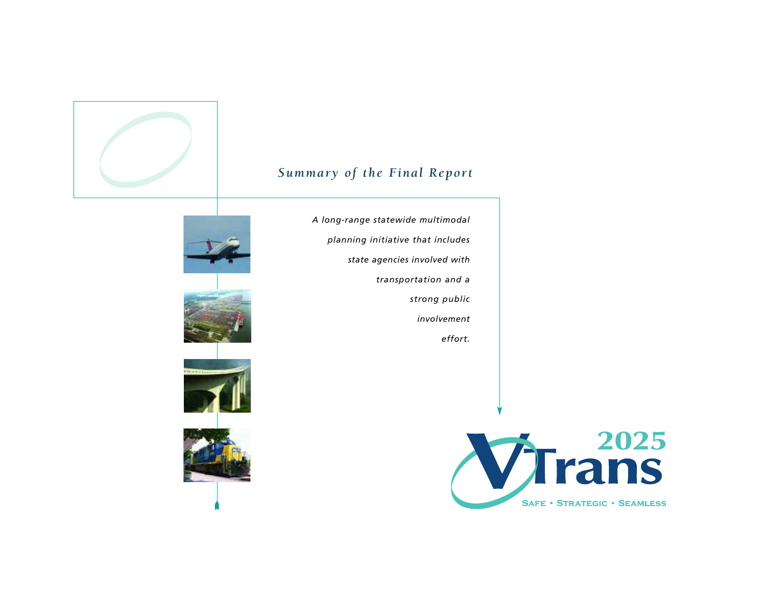## Summary of the Final Report

*A long-range statewide multimodal planning initiative that includes state agencies involved with transportation and a strong public involvement effort.*

# VTrans 2025

SAFE • STRATEGIC • SEAMLESS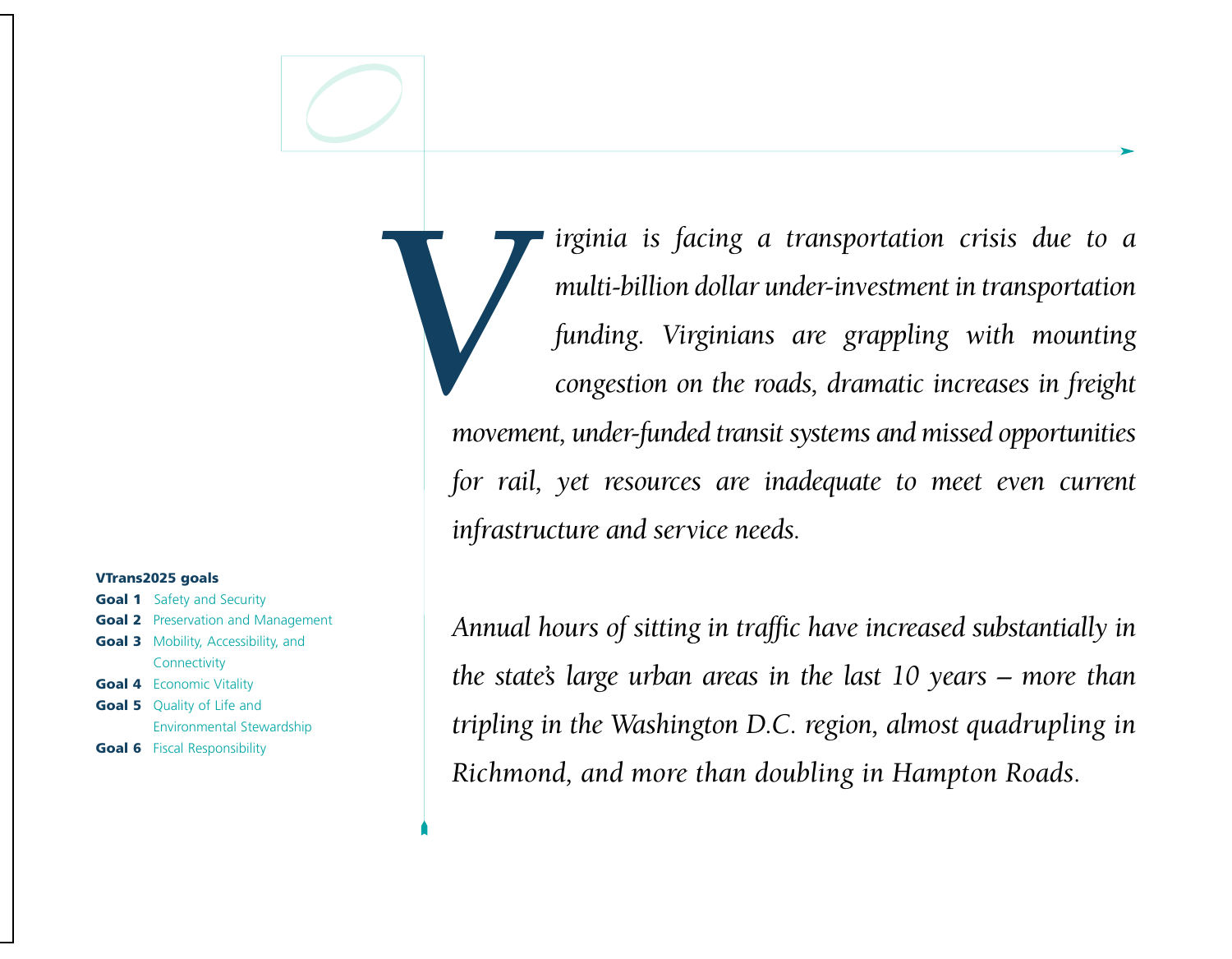*Virginia is facing a transportation crisis due to a multi-billion dollar under-investment in transportation funding. Virginians are grappling with mounting congestion on the roads, dramatic increases in freight movement, under-funded transit systems and missed opportunities for rail, yet resources are inadequate to meet even current infrastructure and service needs.*

*Annual hours of sitting in traffic have increased substantially in the state's large urban areas in the last 10 years – more than tripling in the Washington D.C. region, almost quadrupling in Richmond, and more than doubling in Hampton Roads.*

**VTrans2025 goals**

**Goal 1** Safety and Security
**Goal 2** Preservation and Management
**Goal 3** Mobility, Accessibility, and Connectivity
**Goal 4** Economic Vitality
**Goal 5** Quality of Life and Environmental Stewardship
**Goal 6** Fiscal Responsibility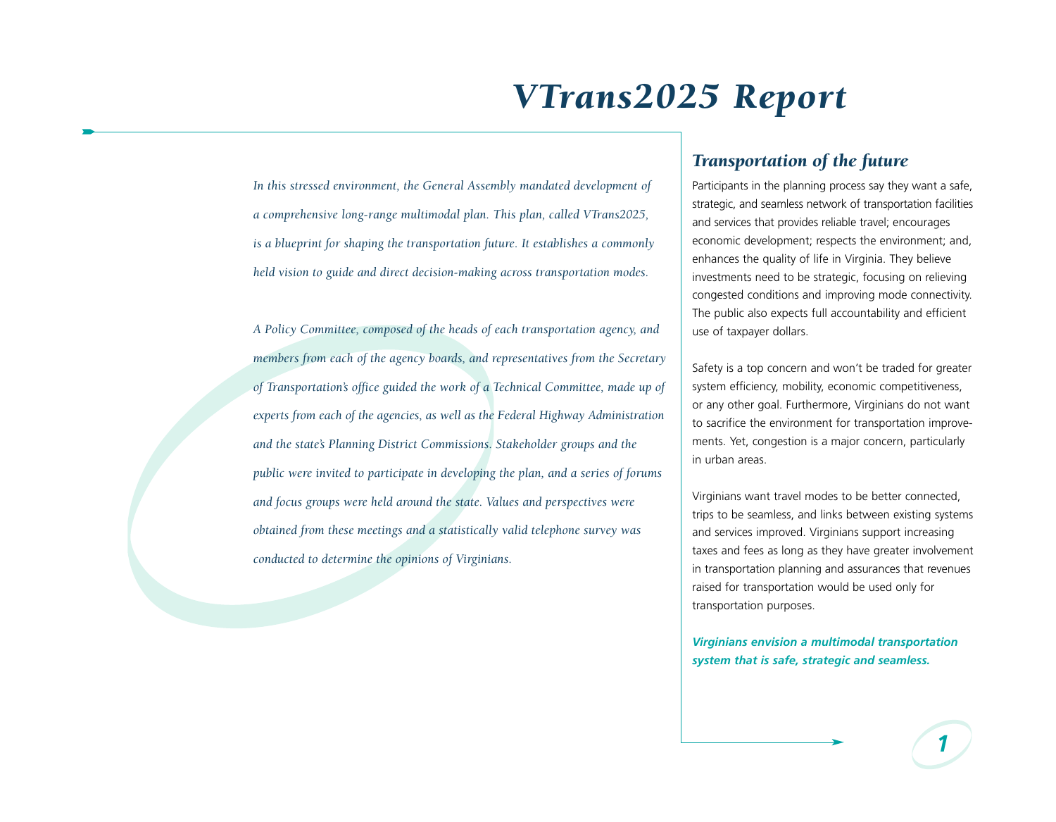# VTrans2025 Report

*In this stressed environment, the General Assembly mandated development of a comprehensive long-range multimodal plan. This plan, called VTrans2025, is a blueprint for shaping the transportation future. It establishes a commonly held vision to guide and direct decision-making across transportation modes.*

*A Policy Committee, composed of the heads of each transportation agency, and members from each of the agency boards, and representatives from the Secretary of Transportation's office guided the work of a Technical Committee, made up of experts from each of the agencies, as well as the Federal Highway Administration and the state's Planning District Commissions. Stakeholder groups and the public were invited to participate in developing the plan, and a series of forums and focus groups were held around the state. Values and perspectives were obtained from these meetings and a statistically valid telephone survey was conducted to determine the opinions of Virginians.*

## *Transportation of the future*

Participants in the planning process say they want a safe, strategic, and seamless network of transportation facilities and services that provides reliable travel; encourages economic development; respects the environment; and, enhances the quality of life in Virginia. They believe investments need to be strategic, focusing on relieving congested conditions and improving mode connectivity. The public also expects full accountability and efficient use of taxpayer dollars.

Safety is a top concern and won't be traded for greater system efficiency, mobility, economic competitiveness, or any other goal. Furthermore, Virginians do not want to sacrifice the environment for transportation improvements. Yet, congestion is a major concern, particularly in urban areas.

Virginians want travel modes to be better connected, trips to be seamless, and links between existing systems and services improved. Virginians support increasing taxes and fees as long as they have greater involvement in transportation planning and assurances that revenues raised for transportation would be used only for transportation purposes.

***Virginians envision a multimodal transportation system that is safe, strategic and seamless.***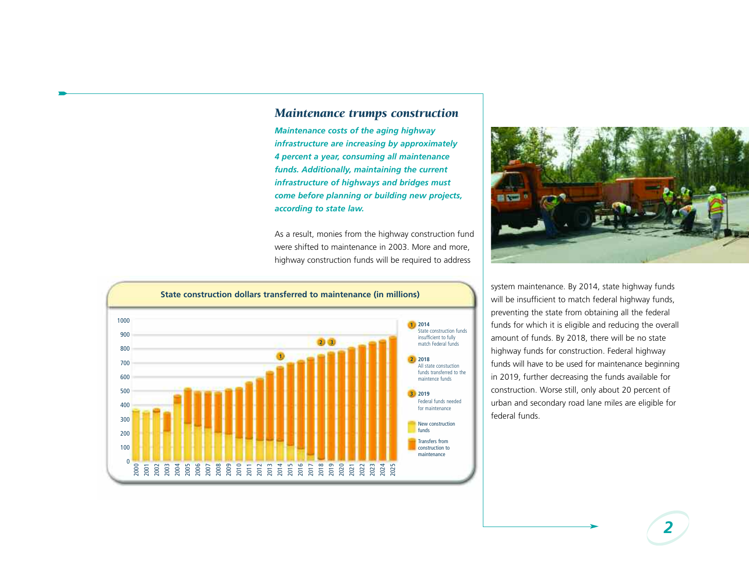## *Maintenance trumps construction*

***Maintenance costs of the aging highway infrastructure are increasing by approximately 4 percent a year, consuming all maintenance funds. Additionally, maintaining the current infrastructure of highways and bridges must come before planning or building new projects, according to state law.***

As a result, monies from the highway construction fund were shifted to maintenance in 2003. More and more, highway construction funds will be required to address system maintenance. By 2014, state highway funds will be insufficient to match federal highway funds, preventing the state from obtaining all the federal funds for which it is eligible and reducing the overall amount of funds. By 2018, there will be no state highway funds for construction. Federal highway funds will have to be used for maintenance beginning in 2019, further decreasing the funds available for construction. Worse still, only about 20 percent of urban and secondary road lane miles are eligible for federal funds.

**State construction dollars transferred to maintenance (in millions)**

1. **2014** State construction funds insufficient to fully match Federal funds
2. **2018** All state constuction funds transferred to the maintence funds
3. **2019** Federal funds needed for maintenance

- New construction funds
- Transfers from construction to maintenance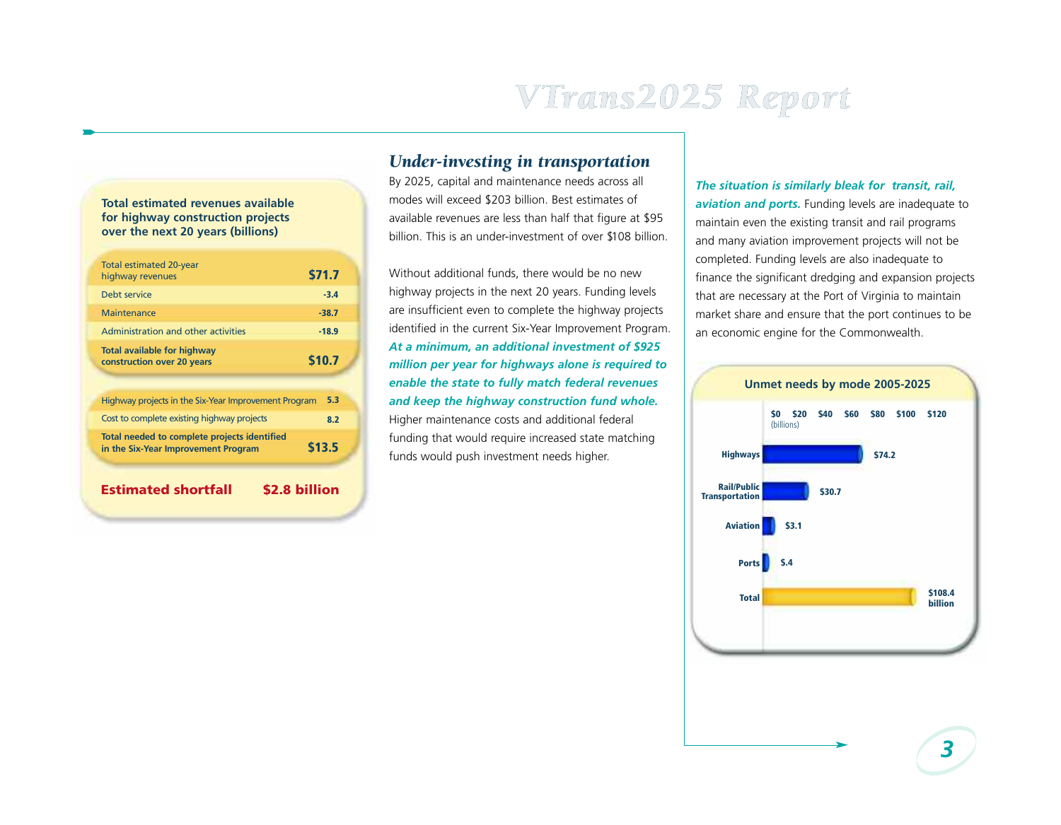**Total estimated revenues available for highway construction projects over the next 20 years (billions)**

| | |
|---|---|
| Total estimated 20-year highway revenues | $71.7 |
| Debt service | -3.4 |
| Maintenance | -38.7 |
| Administration and other activities | -18.9 |
| **Total available for highway construction over 20 years** | **$10.7** |
| Highway projects in the Six-Year Improvement Program | 5.3 |
| Cost to complete existing highway projects | 8.2 |
| **Total needed to complete projects identified in the Six-Year Improvement Program** | **$13.5** |
| **Estimated shortfall** | **$2.8 billion** |

## *Under-investing in transportation*

By 2025, capital and maintenance needs across all modes will exceed $203 billion. Best estimates of available revenues are less than half that figure at $95 billion. This is an under-investment of over $108 billion.

Without additional funds, there would be no new highway projects in the next 20 years. Funding levels are insufficient even to complete the highway projects identified in the current Six-Year Improvement Program. ***At a minimum, an additional investment of $925 million per year for highways alone is required to enable the state to fully match federal revenues and keep the highway construction fund whole.*** Higher maintenance costs and additional federal funding that would require increased state matching funds would push investment needs higher.

***The situation is similarly bleak for transit, rail, aviation and ports.*** Funding levels are inadequate to maintain even the existing transit and rail programs and many aviation improvement projects will not be completed. Funding levels are also inadequate to finance the significant dredging and expansion projects that are necessary at the Port of Virginia to maintain market share and ensure that the port continues to be an economic engine for the Commonwealth.

**Unmet needs by mode 2005-2025**

| Mode | (billions) |
|---|---|
| Highways | $74.2 |
| Rail/Public Transportation | $30.7 |
| Aviation | $3.1 |
| Ports | $.4 |
| Total | $108.4 billion |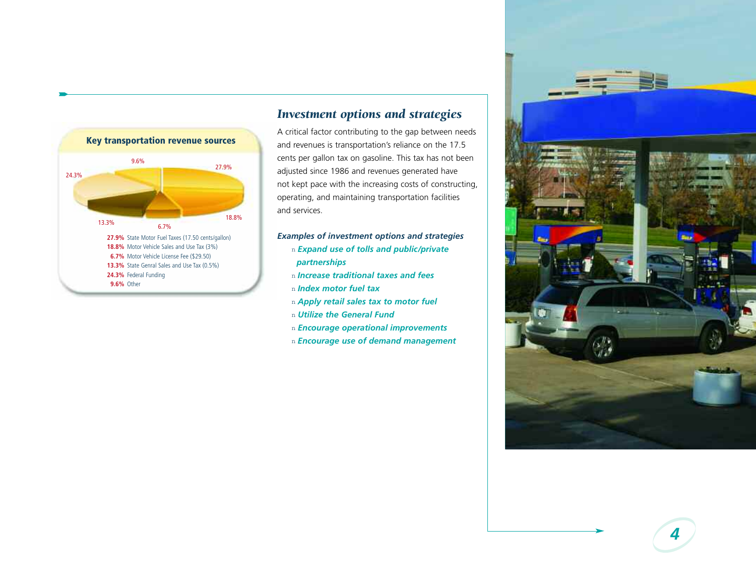**Key transportation revenue sources**

- **27.9%** State Motor Fuel Taxes (17.50 cents/gallon)
- **18.8%** Motor Vehicle Sales and Use Tax (3%)
- **6.7%** Motor Vehicle License Fee ($29.50)
- **13.3%** State Genral Sales and Use Tax (0.5%)
- **24.3%** Federal Funding
- **9.6%** Other

## *Investment options and strategies*

A critical factor contributing to the gap between needs and revenues is transportation's reliance on the 17.5 cents per gallon tax on gasoline. This tax has not been adjusted since 1986 and revenues generated have not kept pace with the increasing costs of constructing, operating, and maintaining transportation facilities and services.

***Examples of investment options and strategies***

- ***Expand use of tolls and public/private partnerships***
- ***Increase traditional taxes and fees***
- ***Index motor fuel tax***
- ***Apply retail sales tax to motor fuel***
- ***Utilize the General Fund***
- ***Encourage operational improvements***
- ***Encourage use of demand management***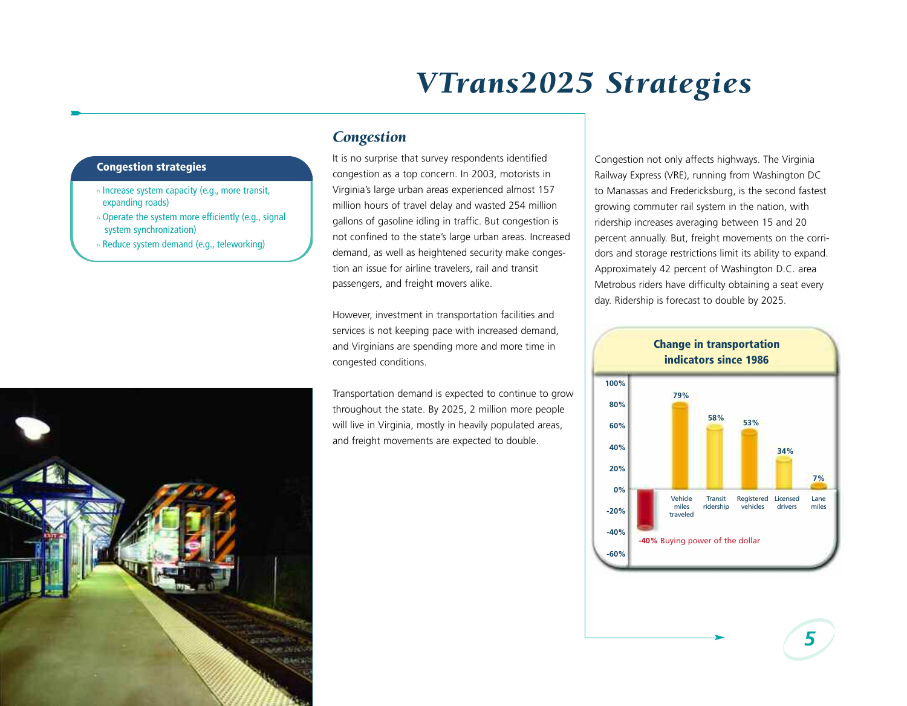# VTrans2025 Strategies

**Congestion strategies**

- Increase system capacity (e.g., more transit, expanding roads)
- Operate the system more efficiently (e.g., signal system synchronization)
- Reduce system demand (e.g., teleworking)

## Congestion

It is no surprise that survey respondents identified congestion as a top concern. In 2003, motorists in Virginia's large urban areas experienced almost 157 million hours of travel delay and wasted 254 million gallons of gasoline idling in traffic. But congestion is not confined to the state's large urban areas. Increased demand, as well as heightened security make congestion an issue for airline travelers, rail and transit passengers, and freight movers alike.

However, investment in transportation facilities and services is not keeping pace with increased demand, and Virginians are spending more and more time in congested conditions.

Transportation demand is expected to continue to grow throughout the state. By 2025, 2 million more people will live in Virginia, mostly in heavily populated areas, and freight movements are expected to double.

Congestion not only affects highways. The Virginia Railway Express (VRE), running from Washington DC to Manassas and Fredericksburg, is the second fastest growing commuter rail system in the nation, with ridership increases averaging between 15 and 20 percent annually. But, freight movements on the corridors and storage restrictions limit its ability to expand. Approximately 42 percent of Washington D.C. area Metrobus riders have difficulty obtaining a seat every day. Ridership is forecast to double by 2025.

**Change in transportation indicators since 1986**

| Indicator | Change |
|---|---|
| Buying power of the dollar | -40% |
| Vehicle miles traveled | 79% |
| Transit ridership | 58% |
| Registered vehicles | 53% |
| Licensed drivers | 34% |
| Lane miles | 7% |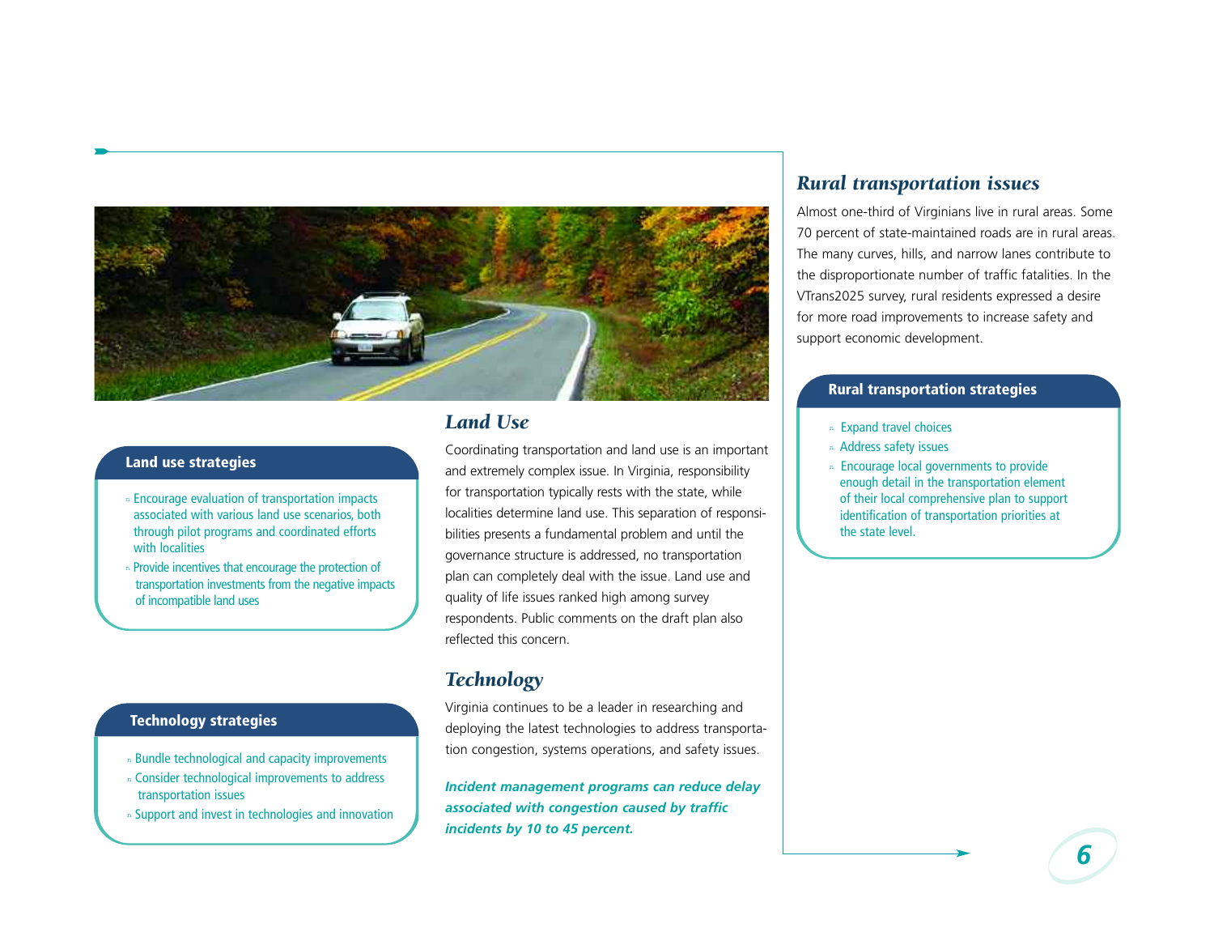## Land Use

Coordinating transportation and land use is an important and extremely complex issue. In Virginia, responsibility for transportation typically rests with the state, while localities determine land use. This separation of responsibilities presents a fundamental problem and until the governance structure is addressed, no transportation plan can completely deal with the issue. Land use and quality of life issues ranked high among survey respondents. Public comments on the draft plan also reflected this concern.

**Land use strategies**

- Encourage evaluation of transportation impacts associated with various land use scenarios, both through pilot programs and coordinated efforts with localities
- Provide incentives that encourage the protection of transportation investments from the negative impacts of incompatible land uses

## Technology

Virginia continues to be a leader in researching and deploying the latest technologies to address transportation congestion, systems operations, and safety issues.

***Incident management programs can reduce delay associated with congestion caused by traffic incidents by 10 to 45 percent.***

**Technology strategies**

- Bundle technological and capacity improvements
- Consider technological improvements to address transportation issues
- Support and invest in technologies and innovation

## Rural transportation issues

Almost one-third of Virginians live in rural areas. Some 70 percent of state-maintained roads are in rural areas. The many curves, hills, and narrow lanes contribute to the disproportionate number of traffic fatalities. In the VTrans2025 survey, rural residents expressed a desire for more road improvements to increase safety and support economic development.

**Rural transportation strategies**

- Expand travel choices
- Address safety issues
- Encourage local governments to provide enough detail in the transportation element of their local comprehensive plan to support identification of transportation priorities at the state level.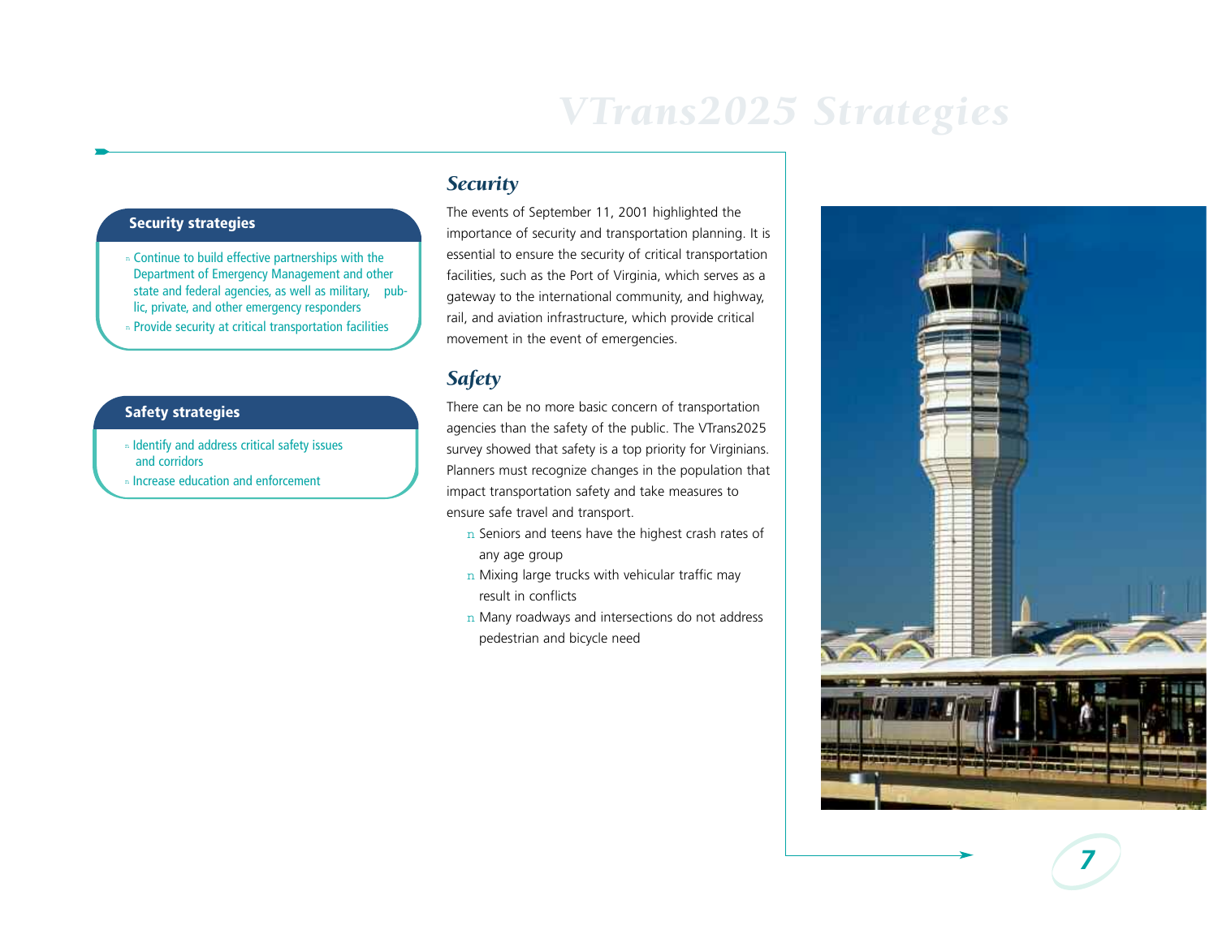# VTrans2025 Strategies

**Security strategies**

- Continue to build effective partnerships with the Department of Emergency Management and other state and federal agencies, as well as military, public, private, and other emergency responders
- Provide security at critical transportation facilities

**Safety strategies**

- Identify and address critical safety issues and corridors
- Increase education and enforcement

## *Security*

The events of September 11, 2001 highlighted the importance of security and transportation planning. It is essential to ensure the security of critical transportation facilities, such as the Port of Virginia, which serves as a gateway to the international community, and highway, rail, and aviation infrastructure, which provide critical movement in the event of emergencies.

## *Safety*

There can be no more basic concern of transportation agencies than the safety of the public. The VTrans2025 survey showed that safety is a top priority for Virginians. Planners must recognize changes in the population that impact transportation safety and take measures to ensure safe travel and transport.

- Seniors and teens have the highest crash rates of any age group
- Mixing large trucks with vehicular traffic may result in conflicts
- Many roadways and intersections do not address pedestrian and bicycle need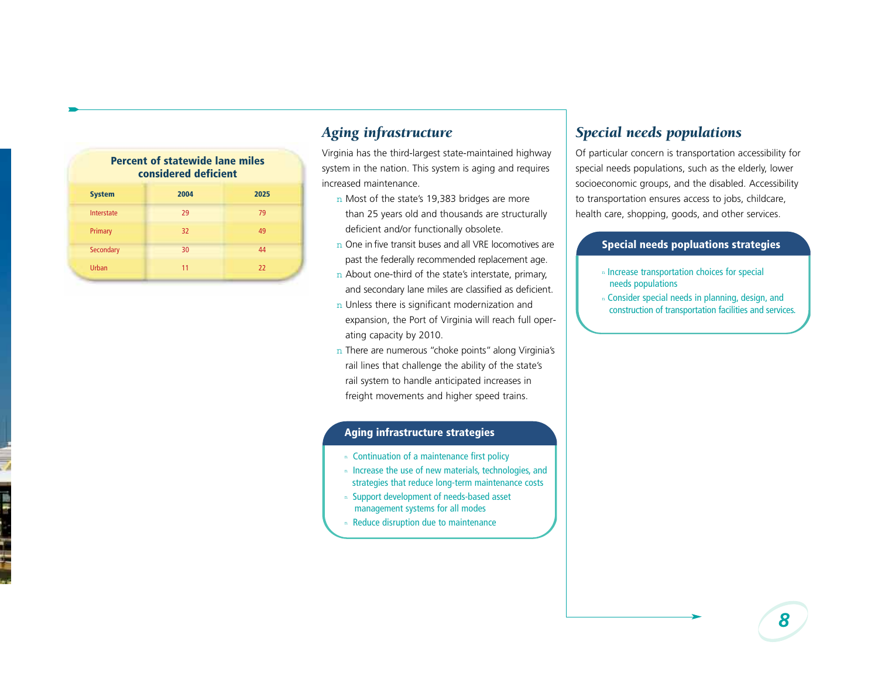**Percent of statewide lane miles considered deficient**

| System | 2004 | 2025 |
|---|---|---|
| Interstate | 29 | 79 |
| Primary | 32 | 49 |
| Secondary | 30 | 44 |
| Urban | 11 | 22 |

## *Aging infrastructure*

Virginia has the third-largest state-maintained highway system in the nation. This system is aging and requires increased maintenance.

- Most of the state's 19,383 bridges are more than 25 years old and thousands are structurally deficient and/or functionally obsolete.
- One in five transit buses and all VRE locomotives are past the federally recommended replacement age.
- About one-third of the state's interstate, primary, and secondary lane miles are classified as deficient.
- Unless there is significant modernization and expansion, the Port of Virginia will reach full operating capacity by 2010.
- There are numerous "choke points" along Virginia's rail lines that challenge the ability of the state's rail system to handle anticipated increases in freight movements and higher speed trains.

### Aging infrastructure strategies

- Continuation of a maintenance first policy
- Increase the use of new materials, technologies, and strategies that reduce long-term maintenance costs
- Support development of needs-based asset management systems for all modes
- Reduce disruption due to maintenance

## *Special needs populations*

Of particular concern is transportation accessibility for special needs populations, such as the elderly, lower socioeconomic groups, and the disabled. Accessibility to transportation ensures access to jobs, childcare, health care, shopping, goods, and other services.

### Special needs popluations strategies

- Increase transportation choices for special needs populations
- Consider special needs in planning, design, and construction of transportation facilities and services.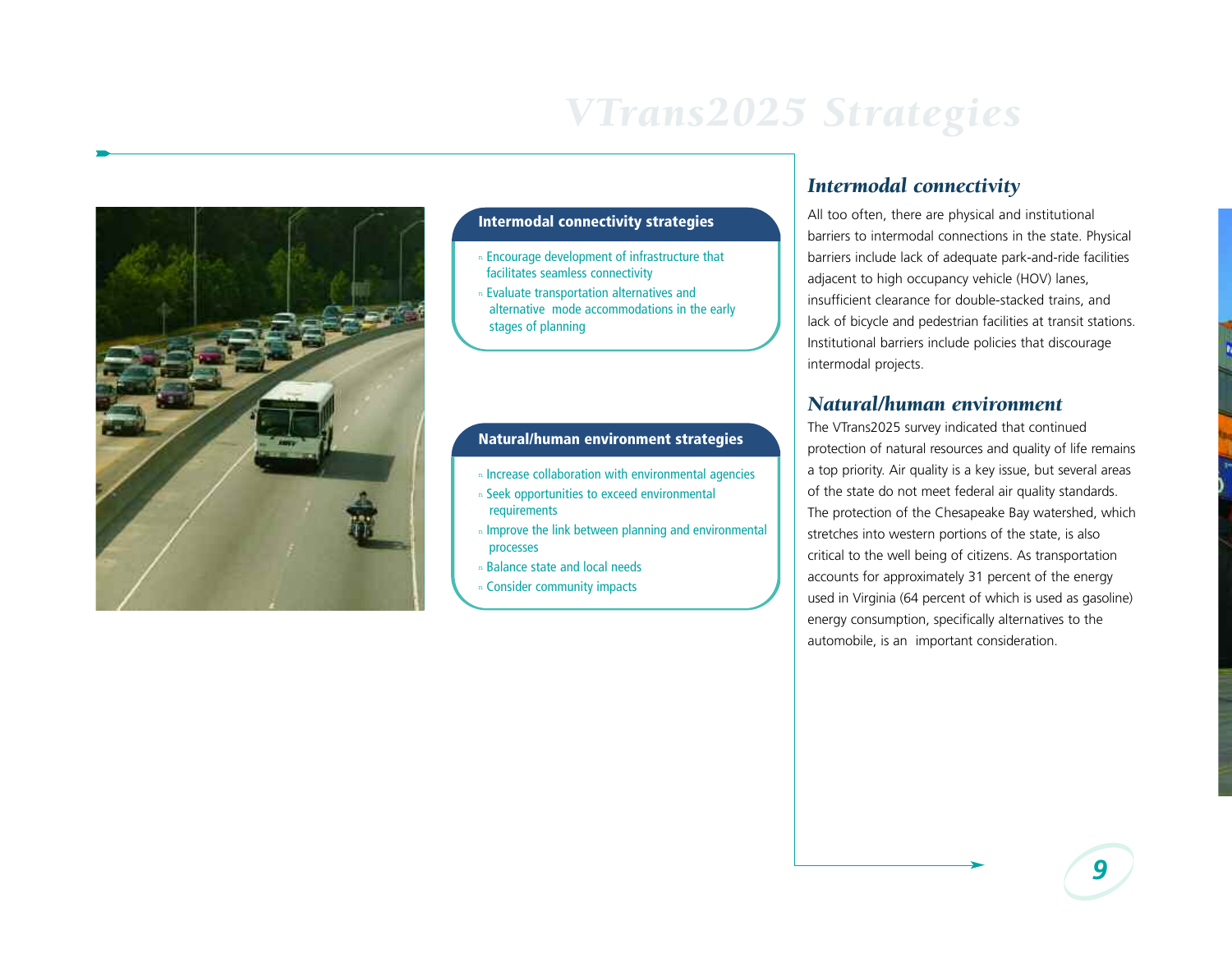# VTrans2025 Strategies

**Intermodal connectivity strategies**

- Encourage development of infrastructure that facilitates seamless connectivity
- Evaluate transportation alternatives and alternative mode accommodations in the early stages of planning

**Natural/human environment strategies**

- Increase collaboration with environmental agencies
- Seek opportunities to exceed environmental requirements
- Improve the link between planning and environmental processes
- Balance state and local needs
- Consider community impacts

## *Intermodal connectivity*

All too often, there are physical and institutional barriers to intermodal connections in the state. Physical barriers include lack of adequate park-and-ride facilities adjacent to high occupancy vehicle (HOV) lanes, insufficient clearance for double-stacked trains, and lack of bicycle and pedestrian facilities at transit stations. Institutional barriers include policies that discourage intermodal projects.

## *Natural/human environment*

The VTrans2025 survey indicated that continued protection of natural resources and quality of life remains a top priority. Air quality is a key issue, but several areas of the state do not meet federal air quality standards. The protection of the Chesapeake Bay watershed, which stretches into western portions of the state, is also critical to the well being of citizens. As transportation accounts for approximately 31 percent of the energy used in Virginia (64 percent of which is used as gasoline) energy consumption, specifically alternatives to the automobile, is an important consideration.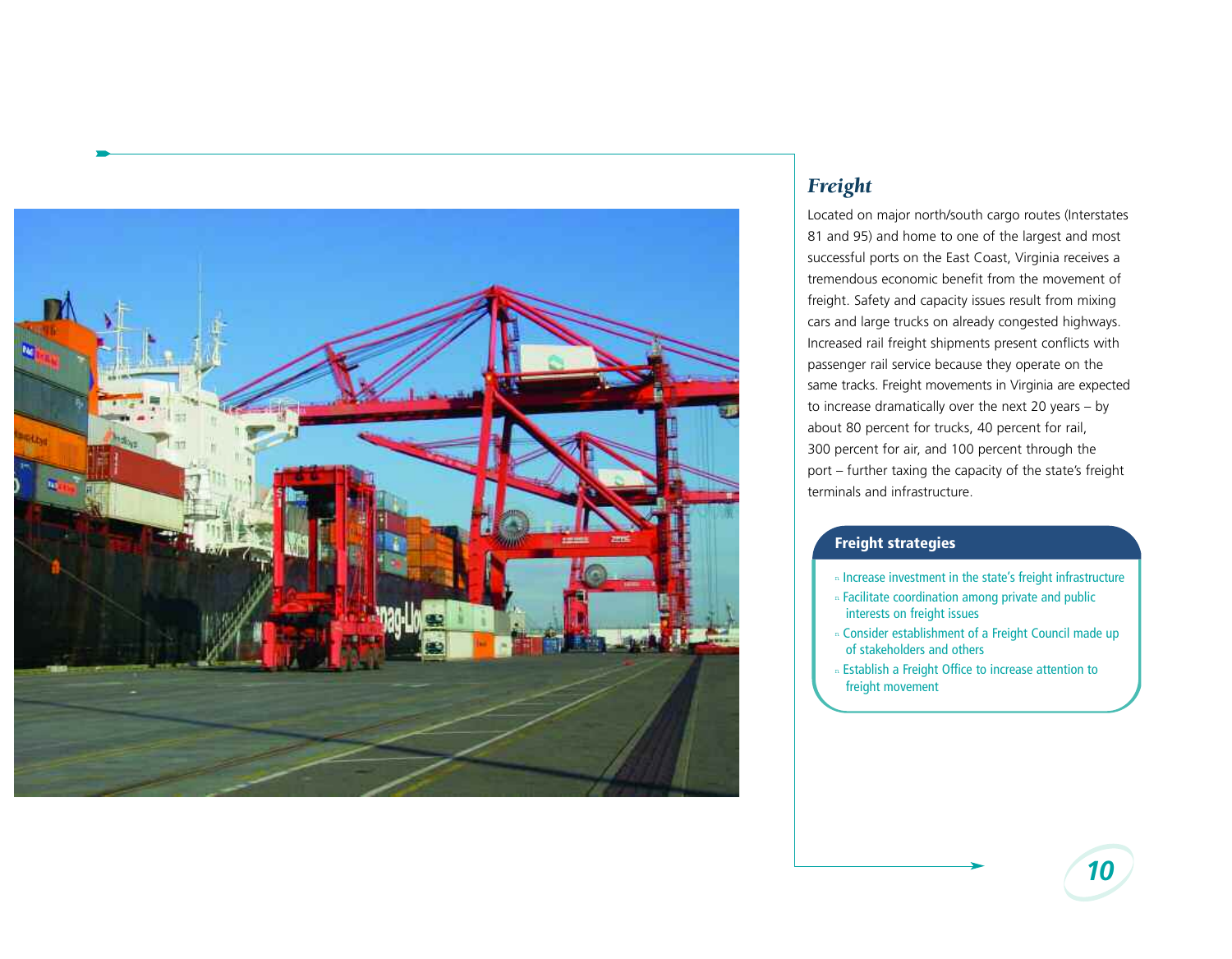## *Freight*

Located on major north/south cargo routes (Interstates 81 and 95) and home to one of the largest and most successful ports on the East Coast, Virginia receives a tremendous economic benefit from the movement of freight. Safety and capacity issues result from mixing cars and large trucks on already congested highways. Increased rail freight shipments present conflicts with passenger rail service because they operate on the same tracks. Freight movements in Virginia are expected to increase dramatically over the next 20 years – by about 80 percent for trucks, 40 percent for rail, 300 percent for air, and 100 percent through the port – further taxing the capacity of the state's freight terminals and infrastructure.

### Freight strategies

- Increase investment in the state's freight infrastructure
- Facilitate coordination among private and public interests on freight issues
- Consider establishment of a Freight Council made up of stakeholders and others
- Establish a Freight Office to increase attention to freight movement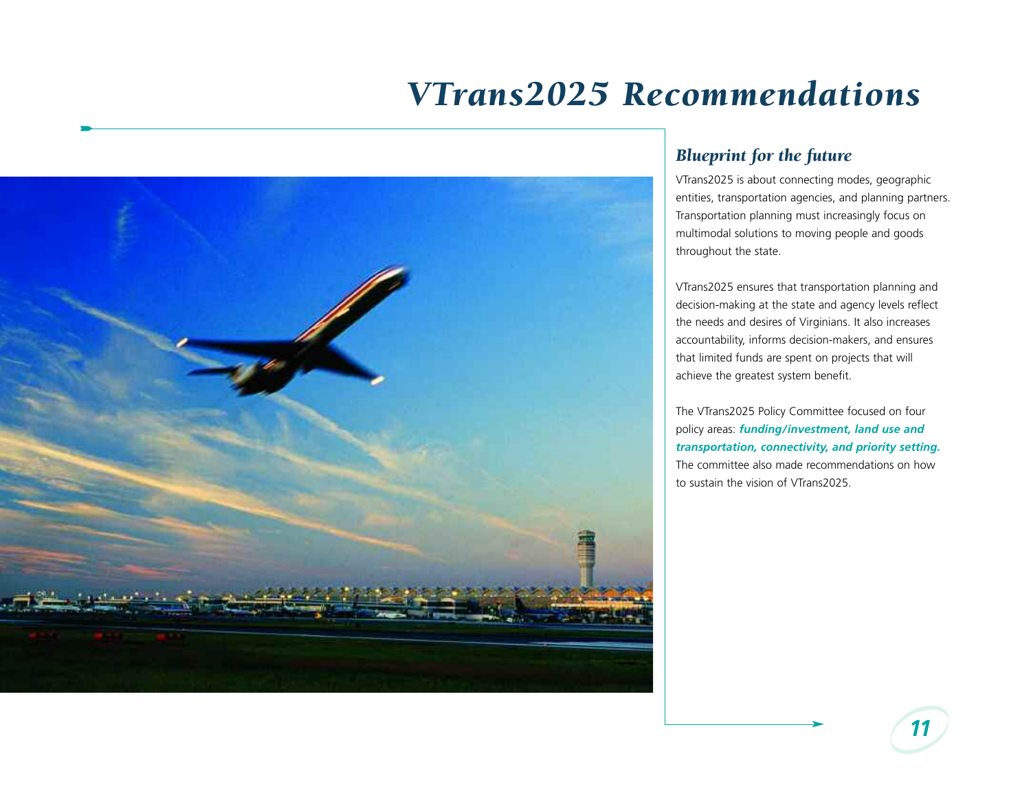# VTrans2025 Recommendations

## *Blueprint for the future*

VTrans2025 is about connecting modes, geographic entities, transportation agencies, and planning partners. Transportation planning must increasingly focus on multimodal solutions to moving people and goods throughout the state.

VTrans2025 ensures that transportation planning and decision-making at the state and agency levels reflect the needs and desires of Virginians. It also increases accountability, informs decision-makers, and ensures that limited funds are spent on projects that will achieve the greatest system benefit.

The VTrans2025 Policy Committee focused on four policy areas: ***funding/investment, land use and transportation, connectivity, and priority setting.*** The committee also made recommendations on how to sustain the vision of VTrans2025.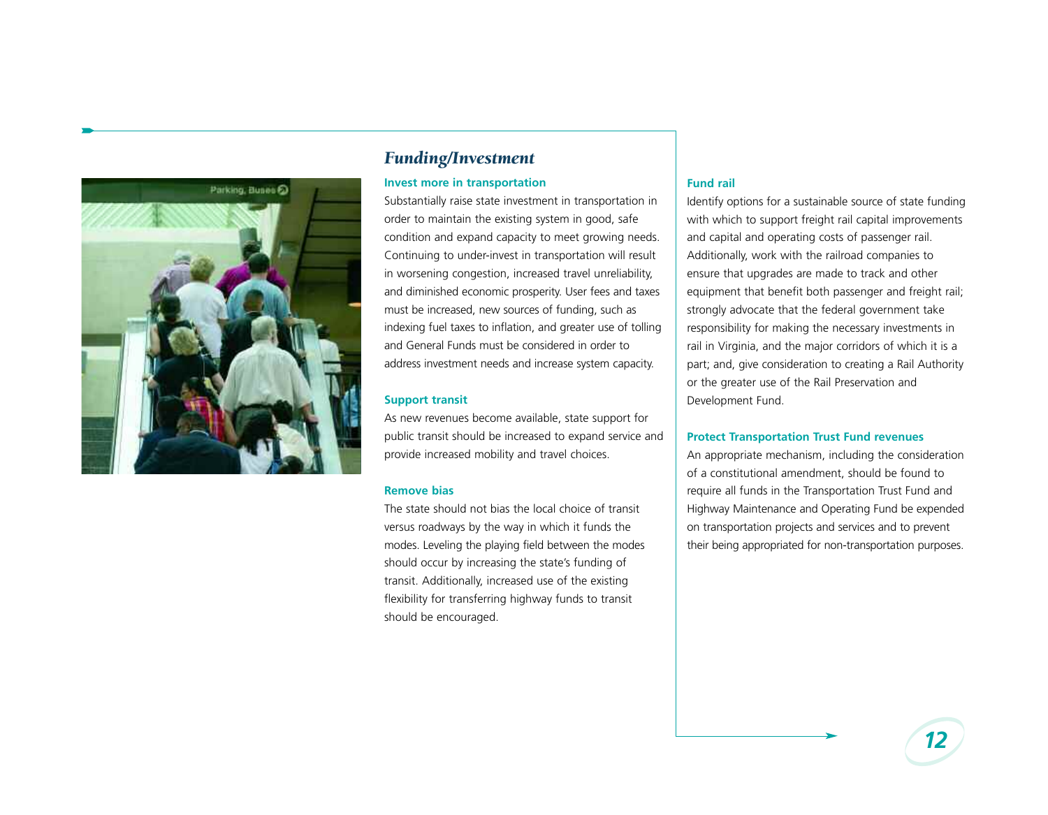## *Funding/Investment*

### Invest more in transportation

Substantially raise state investment in transportation in order to maintain the existing system in good, safe condition and expand capacity to meet growing needs. Continuing to under-invest in transportation will result in worsening congestion, increased travel unreliability, and diminished economic prosperity. User fees and taxes must be increased, new sources of funding, such as indexing fuel taxes to inflation, and greater use of tolling and General Funds must be considered in order to address investment needs and increase system capacity.

### Support transit

As new revenues become available, state support for public transit should be increased to expand service and provide increased mobility and travel choices.

### Remove bias

The state should not bias the local choice of transit versus roadways by the way in which it funds the modes. Leveling the playing field between the modes should occur by increasing the state's funding of transit. Additionally, increased use of the existing flexibility for transferring highway funds to transit should be encouraged.

### Fund rail

Identify options for a sustainable source of state funding with which to support freight rail capital improvements and capital and operating costs of passenger rail. Additionally, work with the railroad companies to ensure that upgrades are made to track and other equipment that benefit both passenger and freight rail; strongly advocate that the federal government take responsibility for making the necessary investments in rail in Virginia, and the major corridors of which it is a part; and, give consideration to creating a Rail Authority or the greater use of the Rail Preservation and Development Fund.

### Protect Transportation Trust Fund revenues

An appropriate mechanism, including the consideration of a constitutional amendment, should be found to require all funds in the Transportation Trust Fund and Highway Maintenance and Operating Fund be expended on transportation projects and services and to prevent their being appropriated for non-transportation purposes.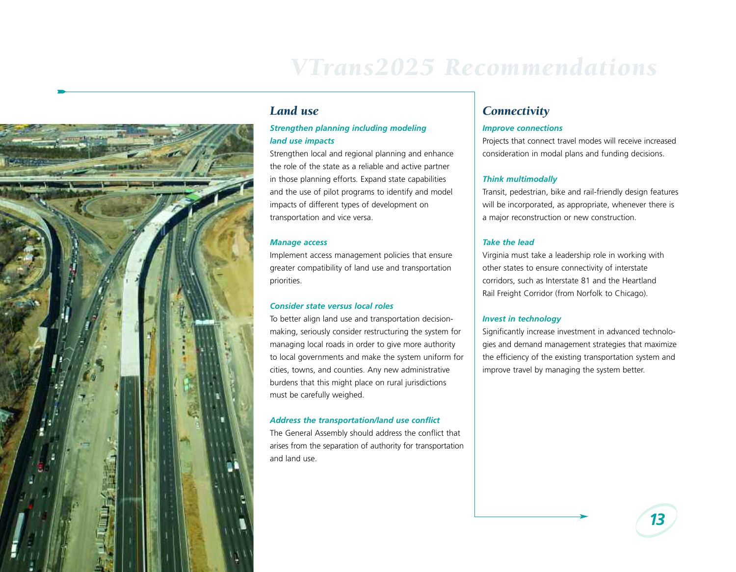# VTrans2025 Recommendations

## Land use

***Strengthen planning including modeling land use impacts***

Strengthen local and regional planning and enhance the role of the state as a reliable and active partner in those planning efforts. Expand state capabilities and the use of pilot programs to identify and model impacts of different types of development on transportation and vice versa.

***Manage access***

Implement access management policies that ensure greater compatibility of land use and transportation priorities.

***Consider state versus local roles***

To better align land use and transportation decision-making, seriously consider restructuring the system for managing local roads in order to give more authority to local governments and make the system uniform for cities, towns, and counties. Any new administrative burdens that this might place on rural jurisdictions must be carefully weighed.

***Address the transportation/land use conflict***

The General Assembly should address the conflict that arises from the separation of authority for transportation and land use.

## Connectivity

***Improve connections***

Projects that connect travel modes will receive increased consideration in modal plans and funding decisions.

***Think multimodally***

Transit, pedestrian, bike and rail-friendly design features will be incorporated, as appropriate, whenever there is a major reconstruction or new construction.

***Take the lead***

Virginia must take a leadership role in working with other states to ensure connectivity of interstate corridors, such as Interstate 81 and the Heartland Rail Freight Corridor (from Norfolk to Chicago).

***Invest in technology***

Significantly increase investment in advanced technologies and demand management strategies that maximize the efficiency of the existing transportation system and improve travel by managing the system better.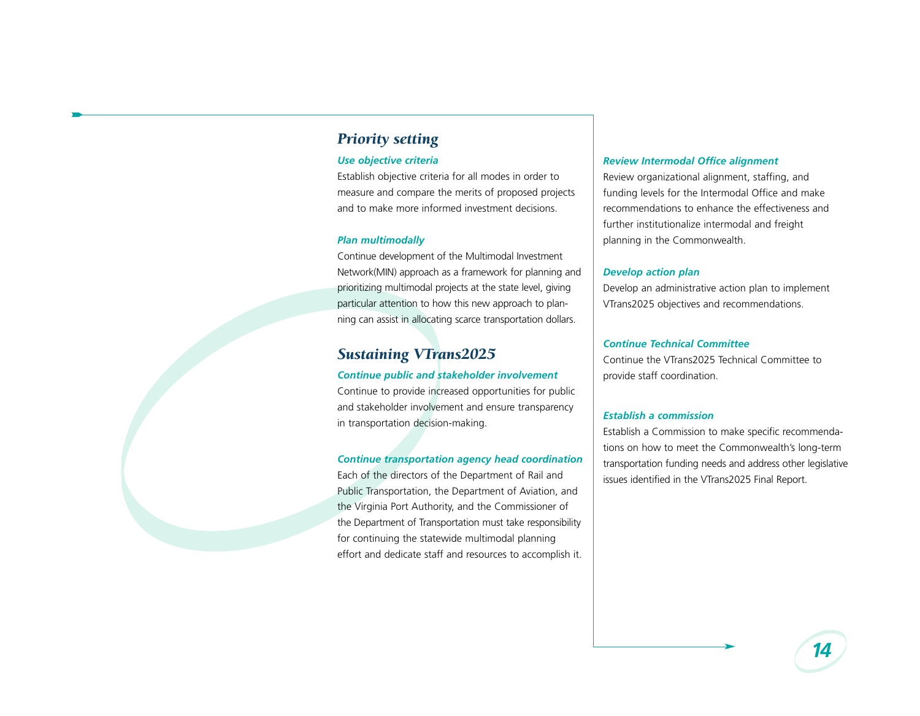## *Priority setting*

***Use objective criteria***

Establish objective criteria for all modes in order to measure and compare the merits of proposed projects and to make more informed investment decisions.

***Plan multimodally***

Continue development of the Multimodal Investment Network(MIN) approach as a framework for planning and prioritizing multimodal projects at the state level, giving particular attention to how this new approach to planning can assist in allocating scarce transportation dollars.

## *Sustaining VTrans2025*

***Continue public and stakeholder involvement***

Continue to provide increased opportunities for public and stakeholder involvement and ensure transparency in transportation decision-making.

***Continue transportation agency head coordination***

Each of the directors of the Department of Rail and Public Transportation, the Department of Aviation, and the Virginia Port Authority, and the Commissioner of the Department of Transportation must take responsibility for continuing the statewide multimodal planning effort and dedicate staff and resources to accomplish it.

***Review Intermodal Office alignment***

Review organizational alignment, staffing, and funding levels for the Intermodal Office and make recommendations to enhance the effectiveness and further institutionalize intermodal and freight planning in the Commonwealth.

***Develop action plan***

Develop an administrative action plan to implement VTrans2025 objectives and recommendations.

***Continue Technical Committee***

Continue the VTrans2025 Technical Committee to provide staff coordination.

***Establish a commission***

Establish a Commission to make specific recommendations on how to meet the Commonwealth's long-term transportation funding needs and address other legislative issues identified in the VTrans2025 Final Report.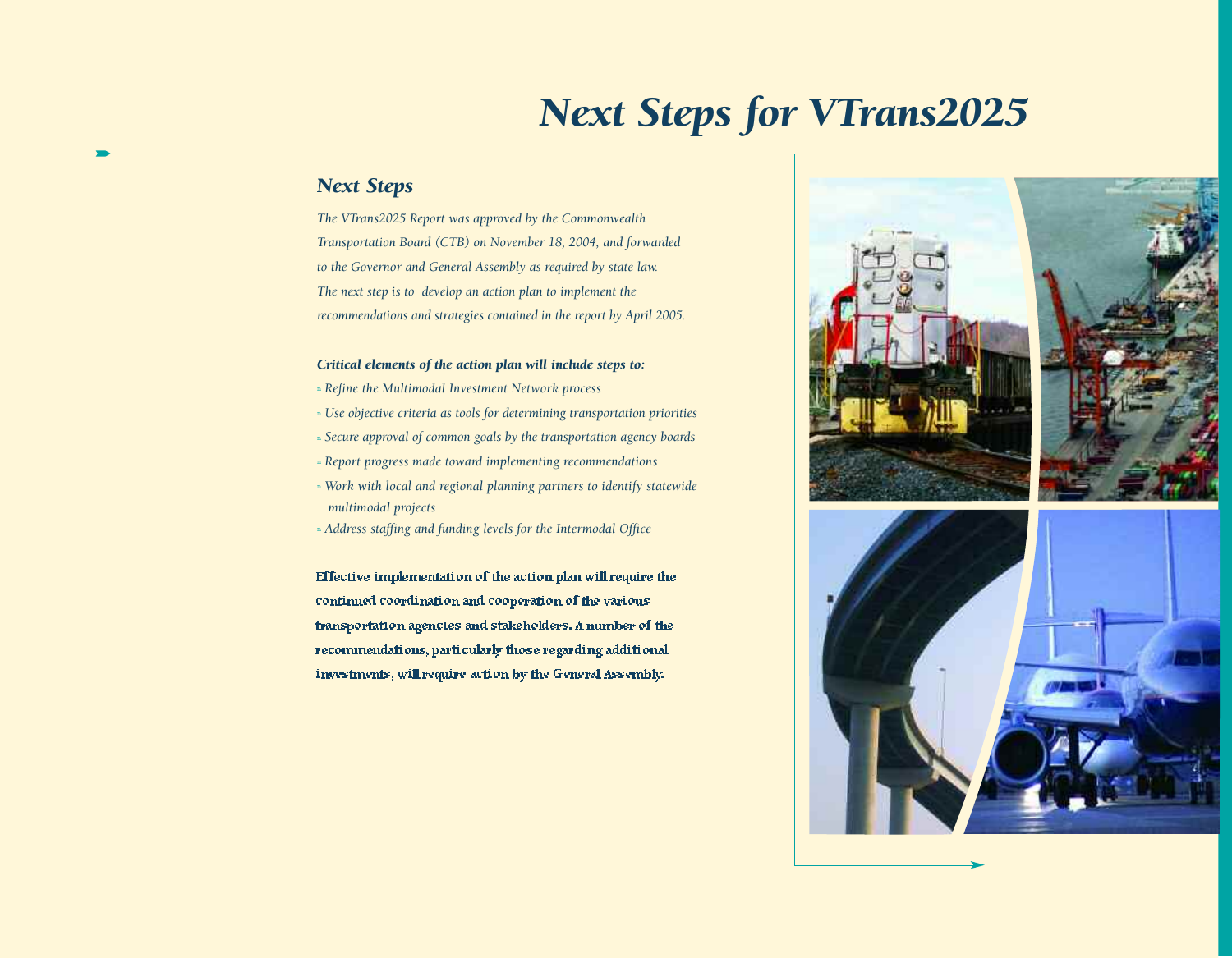# *Next Steps for VTrans2025*

## *Next Steps*

*The VTrans2025 Report was approved by the Commonwealth Transportation Board (CTB) on November 18, 2004, and forwarded to the Governor and General Assembly as required by state law. The next step is to develop an action plan to implement the recommendations and strategies contained in the report by April 2005.*

***Critical elements of the action plan will include steps to:***

- *Refine the Multimodal Investment Network process*
- *Use objective criteria as tools for determining transportation priorities*
- *Secure approval of common goals by the transportation agency boards*
- *Report progress made toward implementing recommendations*
- *Work with local and regional planning partners to identify statewide multimodal projects*
- *Address staffing and funding levels for the Intermodal Office*

**Effective implementation of the action plan will require the continued coordination and cooperation of the various transportation agencies and stakeholders. A number of the recommendations, particularly those regarding additional investments, will require action by the General Assembly.**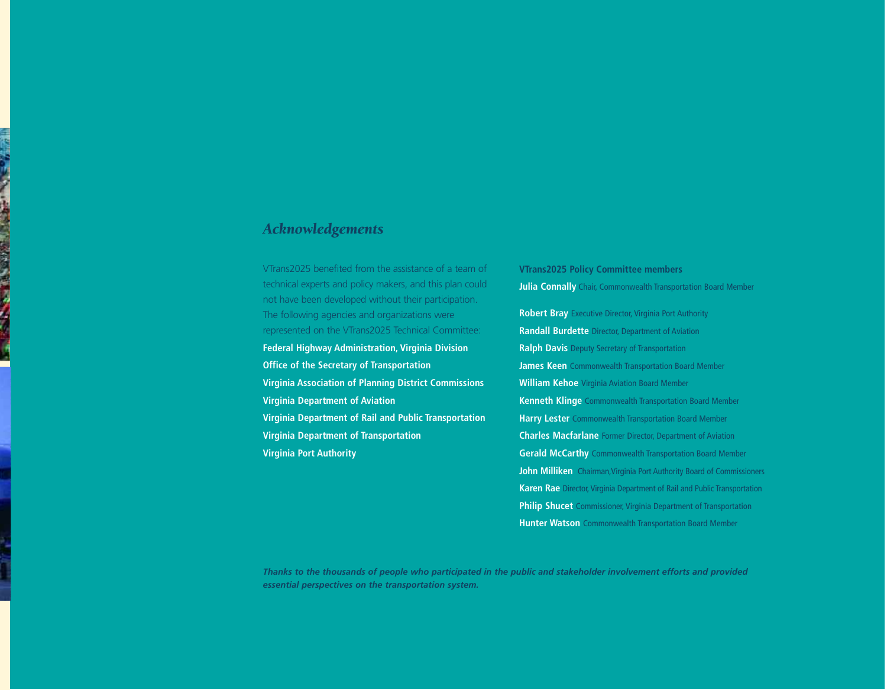# *Acknowledgements*

VTrans2025 benefited from the assistance of a team of technical experts and policy makers, and this plan could not have been developed without their participation. The following agencies and organizations were represented on the VTrans2025 Technical Committee:

**Federal Highway Administration, Virginia Division**
**Office of the Secretary of Transportation**
**Virginia Association of Planning District Commissions**
**Virginia Department of Aviation**
**Virginia Department of Rail and Public Transportation**
**Virginia Department of Transportation**
**Virginia Port Authority**

**VTrans2025 Policy Committee members**

**Julia Connally** Chair, Commonwealth Transportation Board Member

**Robert Bray** Executive Director, Virginia Port Authority
**Randall Burdette** Director, Department of Aviation
**Ralph Davis** Deputy Secretary of Transportation
**James Keen** Commonwealth Transportation Board Member
**William Kehoe** Virginia Aviation Board Member
**Kenneth Klinge** Commonwealth Transportation Board Member
**Harry Lester** Commonwealth Transportation Board Member
**Charles Macfarlane** Former Director, Department of Aviation
**Gerald McCarthy** Commonwealth Transportation Board Member
**John Milliken** Chairman,Virginia Port Authority Board of Commissioners
**Karen Rae** Director, Virginia Department of Rail and Public Transportation
**Philip Shucet** Commissioner, Virginia Department of Transportation
**Hunter Watson** Commonwealth Transportation Board Member

***Thanks to the thousands of people who participated in the public and stakeholder involvement efforts and provided essential perspectives on the transportation system.***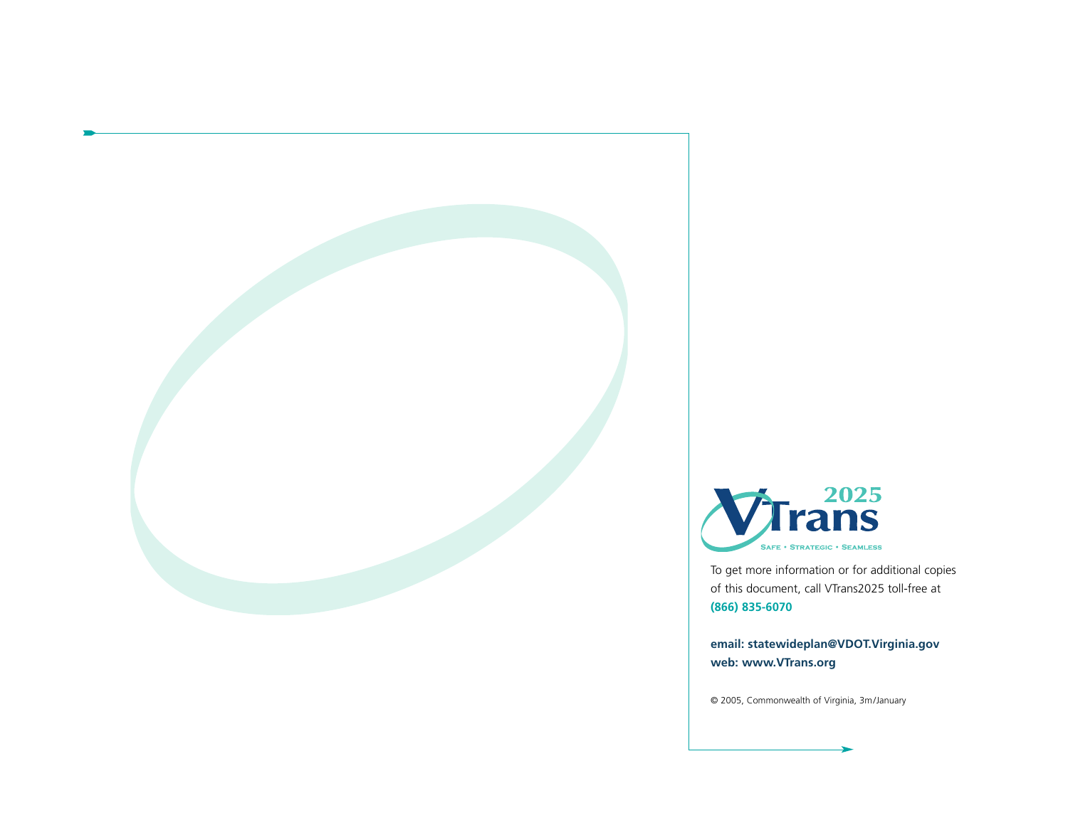VTrans 2025

SAFE • STRATEGIC • SEAMLESS

To get more information or for additional copies of this document, call VTrans2025 toll-free at **(866) 835-6070**

**email: statewideplan@VDOT.Virginia.gov**
**web: www.VTrans.org**

© 2005, Commonwealth of Virginia, 3m/January